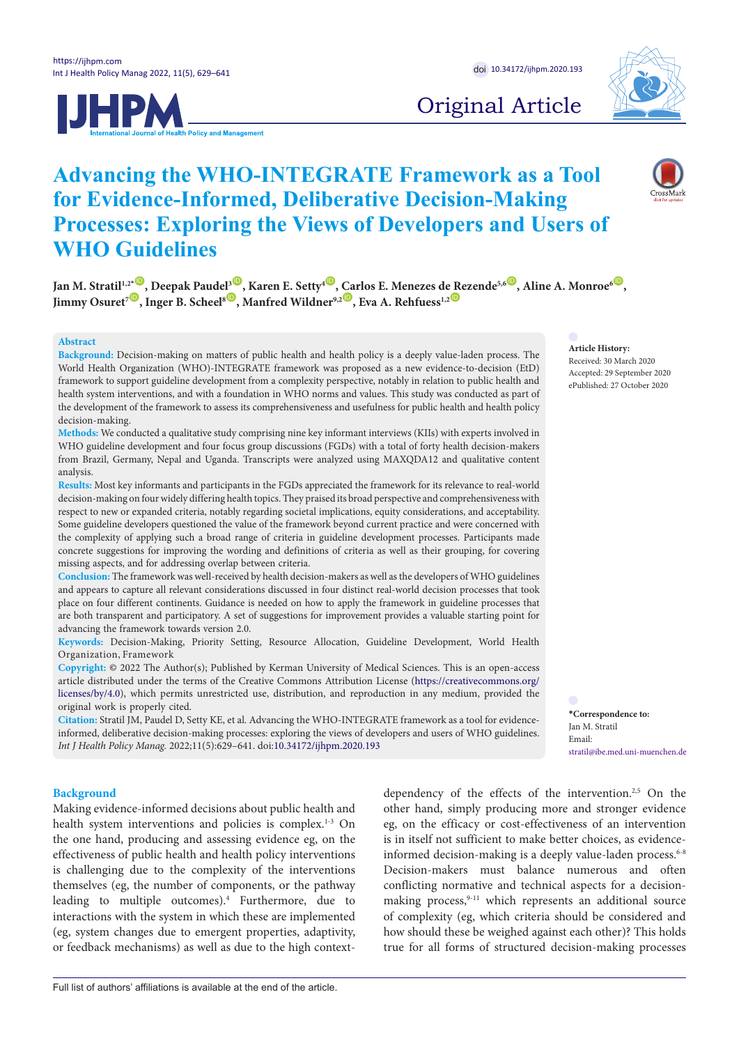Original Article

# Advancing the WHO-INTEGRATE Framework as a Tool for Evidence-Informed, Deliberative Decision-Making Processes: Exploring the Views of Developers and Users of WHO Guidelines

Jan M. Stratil[1,2*], Deepak Paudel[3], Karen E. Setty[4], Carlos E. Menezes de Rezende[5,6], Aline A. Monroe[6], Jimmy Osuret[7], Inger B. Scheel[8], Manfred Wildner[9,2], Eva A. Rehfuess[1,2]

## Abstract

**Background:** Decision-making on matters of public health and health policy is a deeply value-laden process. The World Health Organization (WHO)-INTEGRATE framework was proposed as a new evidence-to-decision (EtD) framework to support guideline development from a complexity perspective, notably in relation to public health and health system interventions, and with a foundation in WHO norms and values. This study was conducted as part of the development of the framework to assess its comprehensiveness and usefulness for public health and health policy decision-making.

**Methods:** We conducted a qualitative study comprising nine key informant interviews (KIIs) with experts involved in WHO guideline development and four focus group discussions (FGDs) with a total of forty health decision-makers from Brazil, Germany, Nepal and Uganda. Transcripts were analyzed using MAXQDA12 and qualitative content analysis.

**Results:** Most key informants and participants in the FGDs appreciated the framework for its relevance to real-world decision-making on four widely differing health topics. They praised its broad perspective and comprehensiveness with respect to new or expanded criteria, notably regarding societal implications, equity considerations, and acceptability. Some guideline developers questioned the value of the framework beyond current practice and were concerned with the complexity of applying such a broad range of criteria in guideline development processes. Participants made concrete suggestions for improving the wording and definitions of criteria as well as their grouping, for covering missing aspects, and for addressing overlap between criteria.

**Conclusion:** The framework was well-received by health decision-makers as well as the developers of WHO guidelines and appears to capture all relevant considerations discussed in four distinct real-world decision processes that took place on four different continents. Guidance is needed on how to apply the framework in guideline processes that are both transparent and participatory. A set of suggestions for improvement provides a valuable starting point for advancing the framework towards version 2.0.

**Keywords:** Decision-Making, Priority Setting, Resource Allocation, Guideline Development, World Health Organization, Framework

**Copyright:** © 2022 The Author(s); Published by Kerman University of Medical Sciences. This is an open-access article distributed under the terms of the Creative Commons Attribution License (https://creativecommons.org/licenses/by/4.0), which permits unrestricted use, distribution, and reproduction in any medium, provided the original work is properly cited.

**Citation:** Stratil JM, Paudel D, Setty KE, et al. Advancing the WHO-INTEGRATE framework as a tool for evidence-informed, deliberative decision-making processes: exploring the views of developers and users of WHO guidelines. *Int J Health Policy Manag.* 2022;11(5):629–641. doi:10.34172/ijhpm.2020.193

**Article History:**
Received: 30 March 2020
Accepted: 29 September 2020
ePublished: 27 October 2020

**\*Correspondence to:**
Jan M. Stratil
Email: stratil@ibe.med.uni-muenchen.de

## Background

Making evidence-informed decisions about public health and health system interventions and policies is complex.[1-3] On the one hand, producing and assessing evidence eg, on the effectiveness of public health and health policy interventions is challenging due to the complexity of the interventions themselves (eg, the number of components, or the pathway leading to multiple outcomes).[4] Furthermore, due to interactions with the system in which these are implemented (eg, system changes due to emergent properties, adaptivity, or feedback mechanisms) as well as due to the high context-dependency of the effects of the intervention.[2,5] On the other hand, simply producing more and stronger evidence eg, on the efficacy or cost-effectiveness of an intervention is in itself not sufficient to make better choices, as evidence-informed decision-making is a deeply value-laden process.[6-8] Decision-makers must balance numerous and often conflicting normative and technical aspects for a decision-making process,[9-11] which represents an additional source of complexity (eg, which criteria should be considered and how should these be weighed against each other)? This holds true for all forms of structured decision-making processes

Full list of authors' affiliations is available at the end of the article.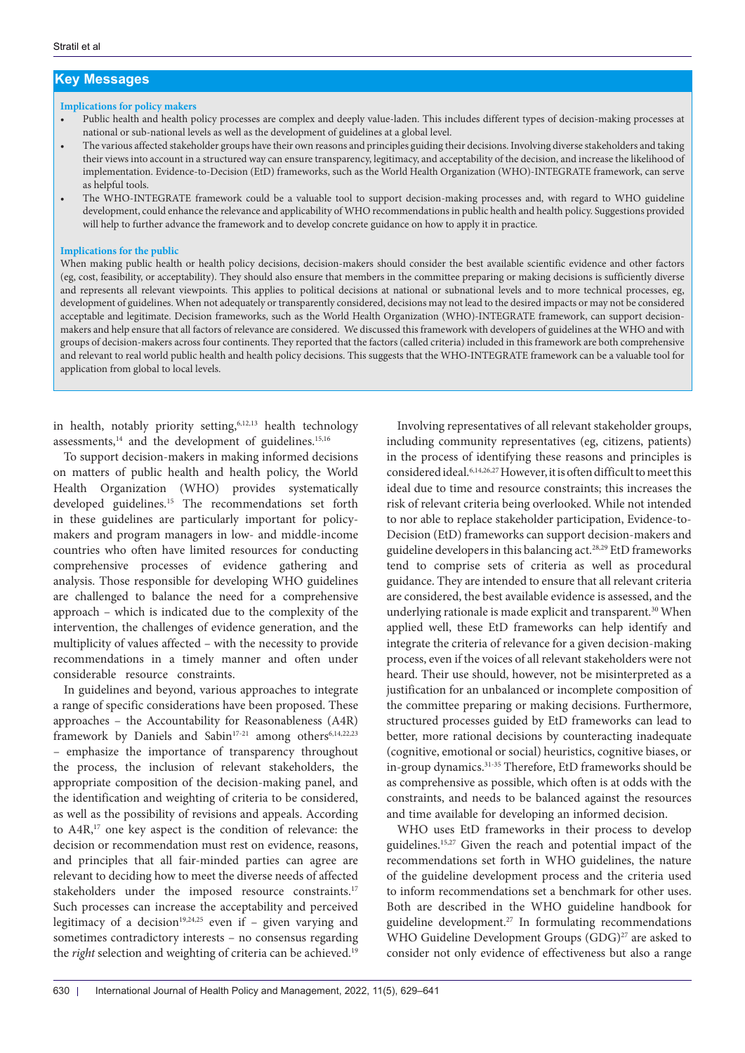## Key Messages

**Implications for policy makers**

- Public health and health policy processes are complex and deeply value-laden. This includes different types of decision-making processes at national or sub-national levels as well as the development of guidelines at a global level.
- The various affected stakeholder groups have their own reasons and principles guiding their decisions. Involving diverse stakeholders and taking their views into account in a structured way can ensure transparency, legitimacy, and acceptability of the decision, and increase the likelihood of implementation. Evidence-to-Decision (EtD) frameworks, such as the World Health Organization (WHO)-INTEGRATE framework, can serve as helpful tools.
- The WHO-INTEGRATE framework could be a valuable tool to support decision-making processes and, with regard to WHO guideline development, could enhance the relevance and applicability of WHO recommendations in public health and health policy. Suggestions provided will help to further advance the framework and to develop concrete guidance on how to apply it in practice.

**Implications for the public**

When making public health or health policy decisions, decision-makers should consider the best available scientific evidence and other factors (eg, cost, feasibility, or acceptability). They should also ensure that members in the committee preparing or making decisions is sufficiently diverse and represents all relevant viewpoints. This applies to political decisions at national or subnational levels and to more technical processes, eg, development of guidelines. When not adequately or transparently considered, decisions may not lead to the desired impacts or may not be considered acceptable and legitimate. Decision frameworks, such as the World Health Organization (WHO)-INTEGRATE framework, can support decision-makers and help ensure that all factors of relevance are considered. We discussed this framework with developers of guidelines at the WHO and with groups of decision-makers across four continents. They reported that the factors (called criteria) included in this framework are both comprehensive and relevant to real world public health and health policy decisions. This suggests that the WHO-INTEGRATE framework can be a valuable tool for application from global to local levels.

in health, notably priority setting,[6,12,13] health technology assessments,[14] and the development of guidelines.[15,16]

To support decision-makers in making informed decisions on matters of public health and health policy, the World Health Organization (WHO) provides systematically developed guidelines.[15] The recommendations set forth in these guidelines are particularly important for policy-makers and program managers in low- and middle-income countries who often have limited resources for conducting comprehensive processes of evidence gathering and analysis. Those responsible for developing WHO guidelines are challenged to balance the need for a comprehensive approach – which is indicated due to the complexity of the intervention, the challenges of evidence generation, and the multiplicity of values affected – with the necessity to provide recommendations in a timely manner and often under considerable resource constraints.

In guidelines and beyond, various approaches to integrate a range of specific considerations have been proposed. These approaches – the Accountability for Reasonableness (A4R) framework by Daniels and Sabin[17-21] among others[6,14,22,23] – emphasize the importance of transparency throughout the process, the inclusion of relevant stakeholders, the appropriate composition of the decision-making panel, and the identification and weighting of criteria to be considered, as well as the possibility of revisions and appeals. According to A4R,[17] one key aspect is the condition of relevance: the decision or recommendation must rest on evidence, reasons, and principles that all fair-minded parties can agree are relevant to deciding how to meet the diverse needs of affected stakeholders under the imposed resource constraints.[17] Such processes can increase the acceptability and perceived legitimacy of a decision[19,24,25] even if – given varying and sometimes contradictory interests – no consensus regarding the *right* selection and weighting of criteria can be achieved.[19]

Involving representatives of all relevant stakeholder groups, including community representatives (eg, citizens, patients) in the process of identifying these reasons and principles is considered ideal.[6,14,26,27] However, it is often difficult to meet this ideal due to time and resource constraints; this increases the risk of relevant criteria being overlooked. While not intended to nor able to replace stakeholder participation, Evidence-to-Decision (EtD) frameworks can support decision-makers and guideline developers in this balancing act.[28,29] EtD frameworks tend to comprise sets of criteria as well as procedural guidance. They are intended to ensure that all relevant criteria are considered, the best available evidence is assessed, and the underlying rationale is made explicit and transparent.[30] When applied well, these EtD frameworks can help identify and integrate the criteria of relevance for a given decision-making process, even if the voices of all relevant stakeholders were not heard. Their use should, however, not be misinterpreted as a justification for an unbalanced or incomplete composition of the committee preparing or making decisions. Furthermore, structured processes guided by EtD frameworks can lead to better, more rational decisions by counteracting inadequate (cognitive, emotional or social) heuristics, cognitive biases, or in-group dynamics.[31-35] Therefore, EtD frameworks should be as comprehensive as possible, which often is at odds with the constraints, and needs to be balanced against the resources and time available for developing an informed decision.

WHO uses EtD frameworks in their process to develop guidelines.[15,27] Given the reach and potential impact of the recommendations set forth in WHO guidelines, the nature of the guideline development process and the criteria used to inform recommendations set a benchmark for other uses. Both are described in the WHO guideline handbook for guideline development.[27] In formulating recommendations WHO Guideline Development Groups (GDG)[27] are asked to consider not only evidence of effectiveness but also a range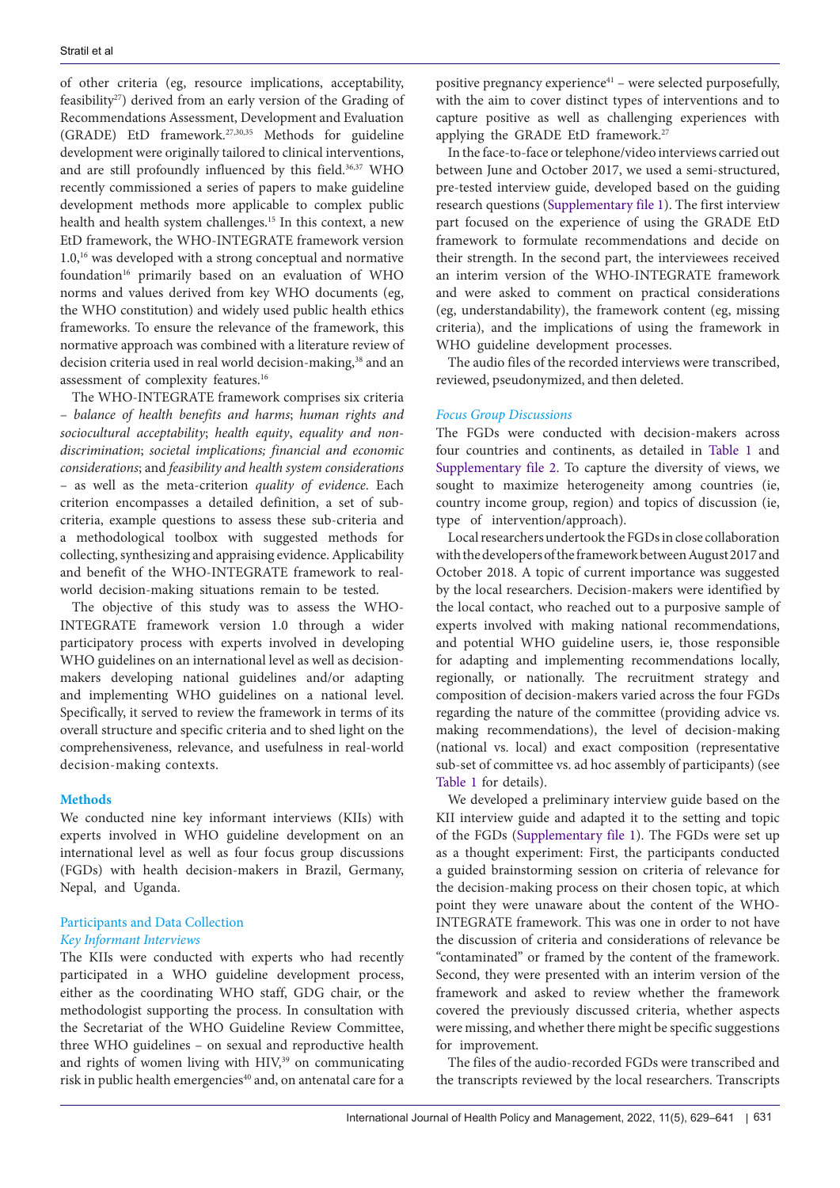of other criteria (eg, resource implications, acceptability, feasibility[27]) derived from an early version of the Grading of Recommendations Assessment, Development and Evaluation (GRADE) EtD framework.[27,30,35] Methods for guideline development were originally tailored to clinical interventions, and are still profoundly influenced by this field.[36,37] WHO recently commissioned a series of papers to make guideline development methods more applicable to complex public health and health system challenges.[15] In this context, a new EtD framework, the WHO-INTEGRATE framework version 1.0,[16] was developed with a strong conceptual and normative foundation[16] primarily based on an evaluation of WHO norms and values derived from key WHO documents (eg, the WHO constitution) and widely used public health ethics frameworks. To ensure the relevance of the framework, this normative approach was combined with a literature review of decision criteria used in real world decision-making,[38] and an assessment of complexity features.[16]

The WHO-INTEGRATE framework comprises six criteria – *balance of health benefits and harms*; *human rights and sociocultural acceptability*; *health equity*, *equality and non-discrimination*; *societal implications; financial and economic considerations*; and *feasibility and health system considerations* – as well as the meta-criterion *quality of evidence*. Each criterion encompasses a detailed definition, a set of sub-criteria, example questions to assess these sub-criteria and a methodological toolbox with suggested methods for collecting, synthesizing and appraising evidence. Applicability and benefit of the WHO-INTEGRATE framework to real-world decision-making situations remain to be tested.

The objective of this study was to assess the WHO-INTEGRATE framework version 1.0 through a wider participatory process with experts involved in developing WHO guidelines on an international level as well as decision-makers developing national guidelines and/or adapting and implementing WHO guidelines on a national level. Specifically, it served to review the framework in terms of its overall structure and specific criteria and to shed light on the comprehensiveness, relevance, and usefulness in real-world decision-making contexts.

## Methods

We conducted nine key informant interviews (KIIs) with experts involved in WHO guideline development on an international level as well as four focus group discussions (FGDs) with health decision-makers in Brazil, Germany, Nepal, and Uganda.

### Participants and Data Collection

#### *Key Informant Interviews*

The KIIs were conducted with experts who had recently participated in a WHO guideline development process, either as the coordinating WHO staff, GDG chair, or the methodologist supporting the process. In consultation with the Secretariat of the WHO Guideline Review Committee, three WHO guidelines – on sexual and reproductive health and rights of women living with HIV,[39] on communicating risk in public health emergencies[40] and, on antenatal care for a positive pregnancy experience[41] – were selected purposefully, with the aim to cover distinct types of interventions and to capture positive as well as challenging experiences with applying the GRADE EtD framework.[27]

In the face-to-face or telephone/video interviews carried out between June and October 2017, we used a semi-structured, pre-tested interview guide, developed based on the guiding research questions (Supplementary file 1). The first interview part focused on the experience of using the GRADE EtD framework to formulate recommendations and decide on their strength. In the second part, the interviewees received an interim version of the WHO-INTEGRATE framework and were asked to comment on practical considerations (eg, understandability), the framework content (eg, missing criteria), and the implications of using the framework in WHO guideline development processes.

The audio files of the recorded interviews were transcribed, reviewed, pseudonymized, and then deleted.

#### *Focus Group Discussions*

The FGDs were conducted with decision-makers across four countries and continents, as detailed in Table 1 and Supplementary file 2. To capture the diversity of views, we sought to maximize heterogeneity among countries (ie, country income group, region) and topics of discussion (ie, type of intervention/approach).

Local researchers undertook the FGDs in close collaboration with the developers of the framework between August 2017 and October 2018. A topic of current importance was suggested by the local researchers. Decision-makers were identified by the local contact, who reached out to a purposive sample of experts involved with making national recommendations, and potential WHO guideline users, ie, those responsible for adapting and implementing recommendations locally, regionally, or nationally. The recruitment strategy and composition of decision-makers varied across the four FGDs regarding the nature of the committee (providing advice vs. making recommendations), the level of decision-making (national vs. local) and exact composition (representative sub-set of committee vs. ad hoc assembly of participants) (see Table 1 for details).

We developed a preliminary interview guide based on the KII interview guide and adapted it to the setting and topic of the FGDs (Supplementary file 1). The FGDs were set up as a thought experiment: First, the participants conducted a guided brainstorming session on criteria of relevance for the decision-making process on their chosen topic, at which point they were unaware about the content of the WHO-INTEGRATE framework. This was one in order to not have the discussion of criteria and considerations of relevance be "contaminated" or framed by the content of the framework. Second, they were presented with an interim version of the framework and asked to review whether the framework covered the previously discussed criteria, whether aspects were missing, and whether there might be specific suggestions for improvement.

The files of the audio-recorded FGDs were transcribed and the transcripts reviewed by the local researchers. Transcripts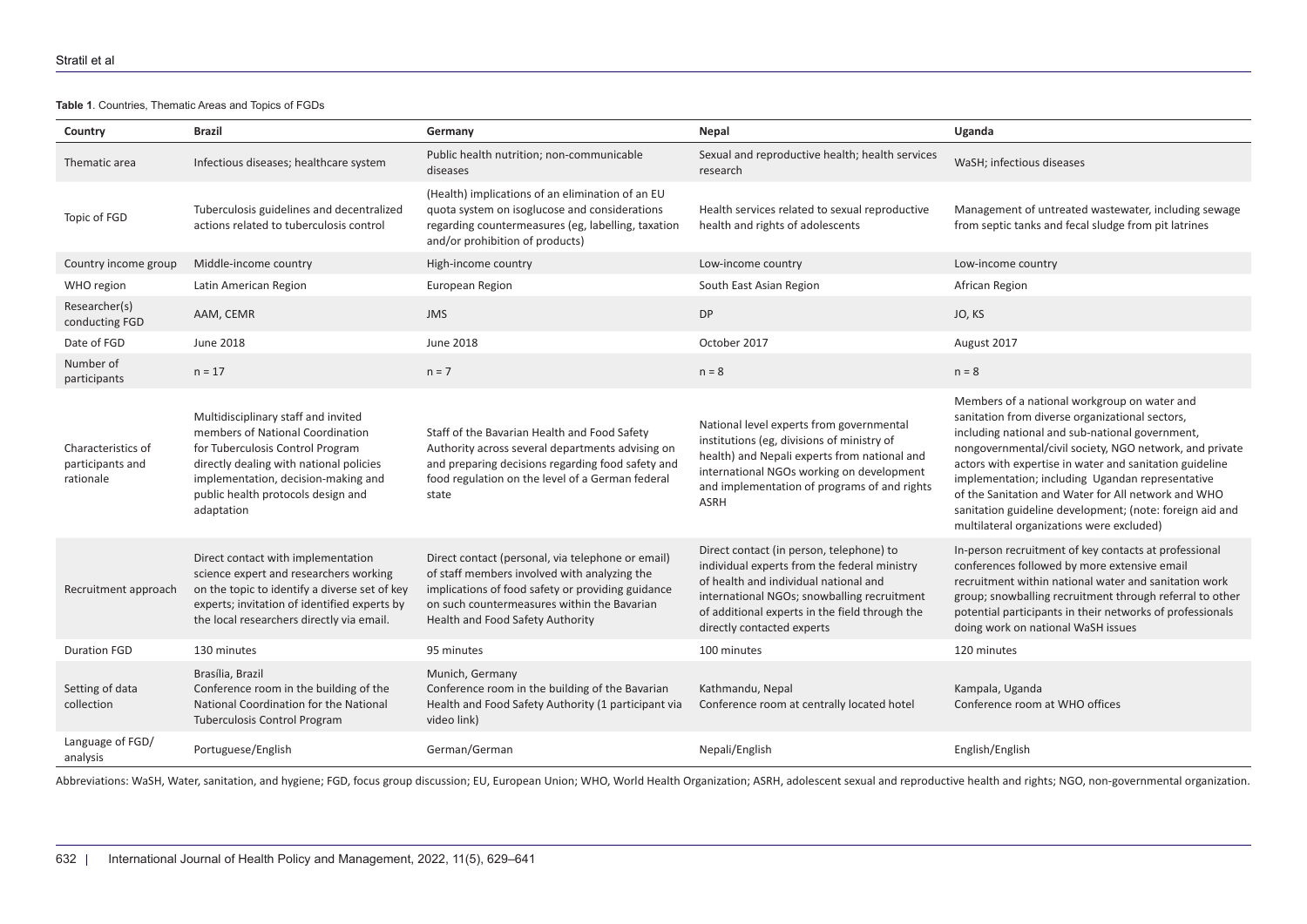**Table 1**. Countries, Thematic Areas and Topics of FGDs

| Country | Brazil | Germany | Nepal | Uganda |
|---|---|---|---|---|
| Thematic area | Infectious diseases; healthcare system | Public health nutrition; non-communicable diseases | Sexual and reproductive health; health services research | WaSH; infectious diseases |
| Topic of FGD | Tuberculosis guidelines and decentralized actions related to tuberculosis control | (Health) implications of an elimination of an EU quota system on isoglucose and considerations regarding countermeasures (eg, labelling, taxation and/or prohibition of products) | Health services related to sexual reproductive health and rights of adolescents | Management of untreated wastewater, including sewage from septic tanks and fecal sludge from pit latrines |
| Country income group | Middle-income country | High-income country | Low-income country | Low-income country |
| WHO region | Latin American Region | European Region | South East Asian Region | African Region |
| Researcher(s) conducting FGD | AAM, CEMR | JMS | DP | JO, KS |
| Date of FGD | June 2018 | June 2018 | October 2017 | August 2017 |
| Number of participants | n = 17 | n = 7 | n = 8 | n = 8 |
| Characteristics of participants and rationale | Multidisciplinary staff and invited members of National Coordination for Tuberculosis Control Program directly dealing with national policies implementation, decision-making and public health protocols design and adaptation | Staff of the Bavarian Health and Food Safety Authority across several departments advising on and preparing decisions regarding food safety and food regulation on the level of a German federal state | National level experts from governmental institutions (eg, divisions of ministry of health) and Nepali experts from national and international NGOs working on development and implementation of programs of and rights ASRH | Members of a national workgroup on water and sanitation from diverse organizational sectors, including national and sub-national government, nongovernmental/civil society, NGO network, and private actors with expertise in water and sanitation guideline implementation; including Ugandan representative of the Sanitation and Water for All network and WHO sanitation guideline development; (note: foreign aid and multilateral organizations were excluded) |
| Recruitment approach | Direct contact with implementation science expert and researchers working on the topic to identify a diverse set of key experts; invitation of identified experts by the local researchers directly via email. | Direct contact (personal, via telephone or email) of staff members involved with analyzing the implications of food safety or providing guidance on such countermeasures within the Bavarian Health and Food Safety Authority | Direct contact (in person, telephone) to individual experts from the federal ministry of health and individual national and international NGOs; snowballing recruitment of additional experts in the field through the directly contacted experts | In-person recruitment of key contacts at professional conferences followed by more extensive email recruitment within national water and sanitation work group; snowballing recruitment through referral to other potential participants in their networks of professionals doing work on national WaSH issues |
| Duration FGD | 130 minutes | 95 minutes | 100 minutes | 120 minutes |
| Setting of data collection | Brasília, Brazil<br>Conference room in the building of the National Coordination for the National Tuberculosis Control Program | Munich, Germany<br>Conference room in the building of the Bavarian Health and Food Safety Authority (1 participant via video link) | Kathmandu, Nepal<br>Conference room at centrally located hotel | Kampala, Uganda<br>Conference room at WHO offices |
| Language of FGD/ analysis | Portuguese/English | German/German | Nepali/English | English/English |

Abbreviations: WaSH, Water, sanitation, and hygiene; FGD, focus group discussion; EU, European Union; WHO, World Health Organization; ASRH, adolescent sexual and reproductive health and rights; NGO, non-governmental organization.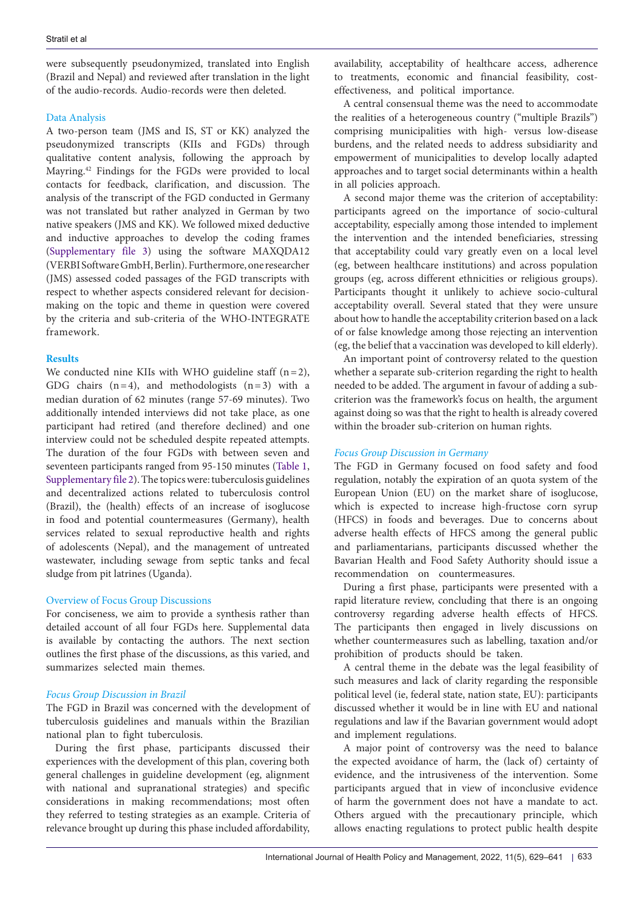were subsequently pseudonymized, translated into English (Brazil and Nepal) and reviewed after translation in the light of the audio-records. Audio-records were then deleted.

### Data Analysis

A two-person team (JMS and IS, ST or KK) analyzed the pseudonymized transcripts (KIIs and FGDs) through qualitative content analysis, following the approach by Mayring.[42] Findings for the FGDs were provided to local contacts for feedback, clarification, and discussion. The analysis of the transcript of the FGD conducted in Germany was not translated but rather analyzed in German by two native speakers (JMS and KK). We followed mixed deductive and inductive approaches to develop the coding frames (Supplementary file 3) using the software MAXQDA12 (VERBI Software GmbH, Berlin). Furthermore, one researcher (JMS) assessed coded passages of the FGD transcripts with respect to whether aspects considered relevant for decision-making on the topic and theme in question were covered by the criteria and sub-criteria of the WHO-INTEGRATE framework.

## Results

We conducted nine KIIs with WHO guideline staff (n = 2), GDG chairs (n = 4), and methodologists (n = 3) with a median duration of 62 minutes (range 57-69 minutes). Two additionally intended interviews did not take place, as one participant had retired (and therefore declined) and one interview could not be scheduled despite repeated attempts. The duration of the four FGDs with between seven and seventeen participants ranged from 95-150 minutes (Table 1, Supplementary file 2). The topics were: tuberculosis guidelines and decentralized actions related to tuberculosis control (Brazil), the (health) effects of an increase of isoglucose in food and potential countermeasures (Germany), health services related to sexual reproductive health and rights of adolescents (Nepal), and the management of untreated wastewater, including sewage from septic tanks and fecal sludge from pit latrines (Uganda).

### Overview of Focus Group Discussions

For conciseness, we aim to provide a synthesis rather than detailed account of all four FGDs here. Supplemental data is available by contacting the authors. The next section outlines the first phase of the discussions, as this varied, and summarizes selected main themes.

#### *Focus Group Discussion in Brazil*

The FGD in Brazil was concerned with the development of tuberculosis guidelines and manuals within the Brazilian national plan to fight tuberculosis.

During the first phase, participants discussed their experiences with the development of this plan, covering both general challenges in guideline development (eg, alignment with national and supranational strategies) and specific considerations in making recommendations; most often they referred to testing strategies as an example. Criteria of relevance brought up during this phase included affordability, availability, acceptability of healthcare access, adherence to treatments, economic and financial feasibility, cost-effectiveness, and political importance.

A central consensual theme was the need to accommodate the realities of a heterogeneous country ("multiple Brazils") comprising municipalities with high- versus low-disease burdens, and the related needs to address subsidiarity and empowerment of municipalities to develop locally adapted approaches and to target social determinants within a health in all policies approach.

A second major theme was the criterion of acceptability: participants agreed on the importance of socio-cultural acceptability, especially among those intended to implement the intervention and the intended beneficiaries, stressing that acceptability could vary greatly even on a local level (eg, between healthcare institutions) and across population groups (eg, across different ethnicities or religious groups). Participants thought it unlikely to achieve socio-cultural acceptability overall. Several stated that they were unsure about how to handle the acceptability criterion based on a lack of or false knowledge among those rejecting an intervention (eg, the belief that a vaccination was developed to kill elderly).

An important point of controversy related to the question whether a separate sub-criterion regarding the right to health needed to be added. The argument in favour of adding a sub-criterion was the framework's focus on health, the argument against doing so was that the right to health is already covered within the broader sub-criterion on human rights.

#### *Focus Group Discussion in Germany*

The FGD in Germany focused on food safety and food regulation, notably the expiration of an quota system of the European Union (EU) on the market share of isoglucose, which is expected to increase high-fructose corn syrup (HFCS) in foods and beverages. Due to concerns about adverse health effects of HFCS among the general public and parliamentarians, participants discussed whether the Bavarian Health and Food Safety Authority should issue a recommendation on countermeasures.

During a first phase, participants were presented with a rapid literature review, concluding that there is an ongoing controversy regarding adverse health effects of HFCS. The participants then engaged in lively discussions on whether countermeasures such as labelling, taxation and/or prohibition of products should be taken.

A central theme in the debate was the legal feasibility of such measures and lack of clarity regarding the responsible political level (ie, federal state, nation state, EU): participants discussed whether it would be in line with EU and national regulations and law if the Bavarian government would adopt and implement regulations.

A major point of controversy was the need to balance the expected avoidance of harm, the (lack of) certainty of evidence, and the intrusiveness of the intervention. Some participants argued that in view of inconclusive evidence of harm the government does not have a mandate to act. Others argued with the precautionary principle, which allows enacting regulations to protect public health despite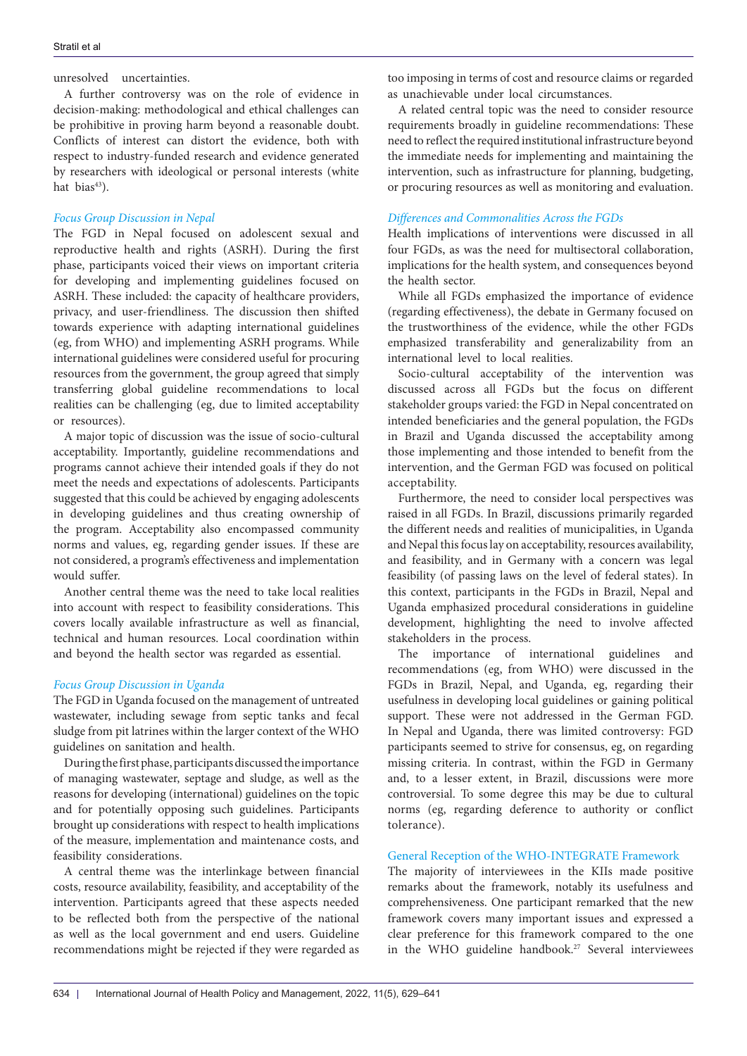unresolved uncertainties.

A further controversy was on the role of evidence in decision-making: methodological and ethical challenges can be prohibitive in proving harm beyond a reasonable doubt. Conflicts of interest can distort the evidence, both with respect to industry-funded research and evidence generated by researchers with ideological or personal interests (white hat bias[43]).

### *Focus Group Discussion in Nepal*

The FGD in Nepal focused on adolescent sexual and reproductive health and rights (ASRH). During the first phase, participants voiced their views on important criteria for developing and implementing guidelines focused on ASRH. These included: the capacity of healthcare providers, privacy, and user-friendliness. The discussion then shifted towards experience with adapting international guidelines (eg, from WHO) and implementing ASRH programs. While international guidelines were considered useful for procuring resources from the government, the group agreed that simply transferring global guideline recommendations to local realities can be challenging (eg, due to limited acceptability or resources).

A major topic of discussion was the issue of socio-cultural acceptability. Importantly, guideline recommendations and programs cannot achieve their intended goals if they do not meet the needs and expectations of adolescents. Participants suggested that this could be achieved by engaging adolescents in developing guidelines and thus creating ownership of the program. Acceptability also encompassed community norms and values, eg, regarding gender issues. If these are not considered, a program's effectiveness and implementation would suffer.

Another central theme was the need to take local realities into account with respect to feasibility considerations. This covers locally available infrastructure as well as financial, technical and human resources. Local coordination within and beyond the health sector was regarded as essential.

### *Focus Group Discussion in Uganda*

The FGD in Uganda focused on the management of untreated wastewater, including sewage from septic tanks and fecal sludge from pit latrines within the larger context of the WHO guidelines on sanitation and health.

During the first phase, participants discussed the importance of managing wastewater, septage and sludge, as well as the reasons for developing (international) guidelines on the topic and for potentially opposing such guidelines. Participants brought up considerations with respect to health implications of the measure, implementation and maintenance costs, and feasibility considerations.

A central theme was the interlinkage between financial costs, resource availability, feasibility, and acceptability of the intervention. Participants agreed that these aspects needed to be reflected both from the perspective of the national as well as the local government and end users. Guideline recommendations might be rejected if they were regarded as too imposing in terms of cost and resource claims or regarded as unachievable under local circumstances.

A related central topic was the need to consider resource requirements broadly in guideline recommendations: These need to reflect the required institutional infrastructure beyond the immediate needs for implementing and maintaining the intervention, such as infrastructure for planning, budgeting, or procuring resources as well as monitoring and evaluation.

### *Differences and Commonalities Across the FGDs*

Health implications of interventions were discussed in all four FGDs, as was the need for multisectoral collaboration, implications for the health system, and consequences beyond the health sector.

While all FGDs emphasized the importance of evidence (regarding effectiveness), the debate in Germany focused on the trustworthiness of the evidence, while the other FGDs emphasized transferability and generalizability from an international level to local realities.

Socio-cultural acceptability of the intervention was discussed across all FGDs but the focus on different stakeholder groups varied: the FGD in Nepal concentrated on intended beneficiaries and the general population, the FGDs in Brazil and Uganda discussed the acceptability among those implementing and those intended to benefit from the intervention, and the German FGD was focused on political acceptability.

Furthermore, the need to consider local perspectives was raised in all FGDs. In Brazil, discussions primarily regarded the different needs and realities of municipalities, in Uganda and Nepal this focus lay on acceptability, resources availability, and feasibility, and in Germany with a concern was legal feasibility (of passing laws on the level of federal states). In this context, participants in the FGDs in Brazil, Nepal and Uganda emphasized procedural considerations in guideline development, highlighting the need to involve affected stakeholders in the process.

The importance of international guidelines and recommendations (eg, from WHO) were discussed in the FGDs in Brazil, Nepal, and Uganda, eg, regarding their usefulness in developing local guidelines or gaining political support. These were not addressed in the German FGD. In Nepal and Uganda, there was limited controversy: FGD participants seemed to strive for consensus, eg, on regarding missing criteria. In contrast, within the FGD in Germany and, to a lesser extent, in Brazil, discussions were more controversial. To some degree this may be due to cultural norms (eg, regarding deference to authority or conflict tolerance).

## General Reception of the WHO-INTEGRATE Framework

The majority of interviewees in the KIIs made positive remarks about the framework, notably its usefulness and comprehensiveness. One participant remarked that the new framework covers many important issues and expressed a clear preference for this framework compared to the one in the WHO guideline handbook.[27] Several interviewees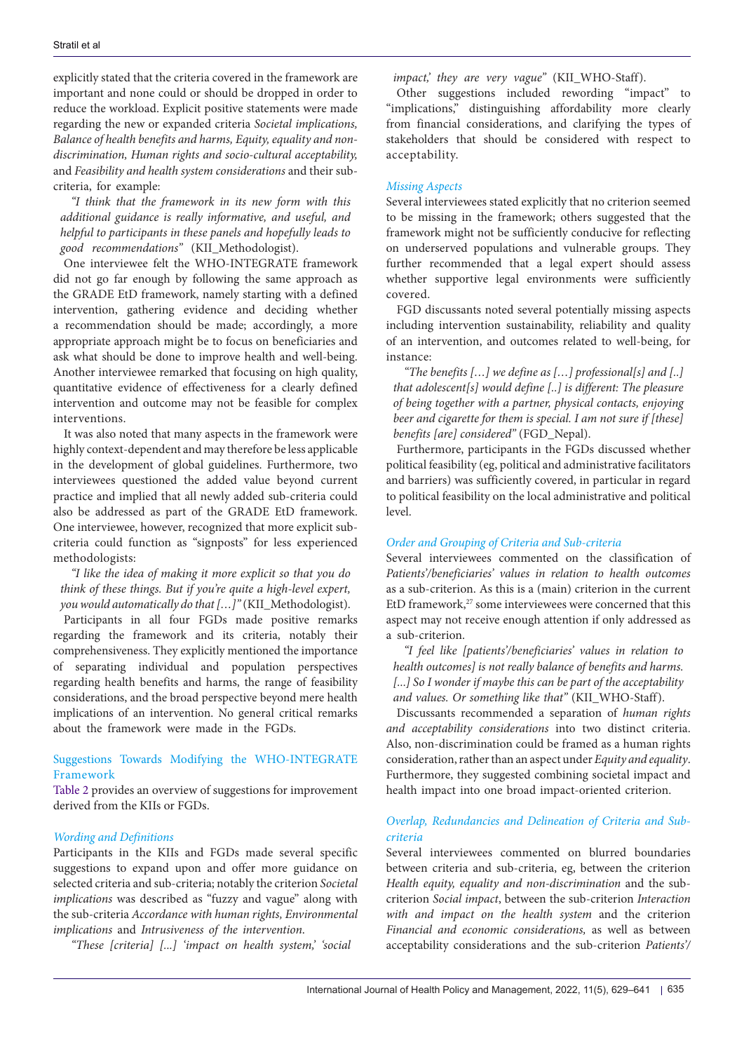explicitly stated that the criteria covered in the framework are important and none could or should be dropped in order to reduce the workload. Explicit positive statements were made regarding the new or expanded criteria *Societal implications, Balance of health benefits and harms, Equity, equality and non-discrimination, Human rights and socio-cultural acceptability,* and *Feasibility and health system considerations* and their sub-criteria, for example:

*"I think that the framework in its new form with this additional guidance is really informative, and useful, and helpful to participants in these panels and hopefully leads to good recommendations"* (KII_Methodologist).

One interviewee felt the WHO-INTEGRATE framework did not go far enough by following the same approach as the GRADE EtD framework, namely starting with a defined intervention, gathering evidence and deciding whether a recommendation should be made; accordingly, a more appropriate approach might be to focus on beneficiaries and ask what should be done to improve health and well-being. Another interviewee remarked that focusing on high quality, quantitative evidence of effectiveness for a clearly defined intervention and outcome may not be feasible for complex interventions.

It was also noted that many aspects in the framework were highly context-dependent and may therefore be less applicable in the development of global guidelines. Furthermore, two interviewees questioned the added value beyond current practice and implied that all newly added sub-criteria could also be addressed as part of the GRADE EtD framework. One interviewee, however, recognized that more explicit sub-criteria could function as "signposts" for less experienced methodologists:

*"I like the idea of making it more explicit so that you do think of these things. But if you're quite a high-level expert, you would automatically do that […]"* (KII_Methodologist).

Participants in all four FGDs made positive remarks regarding the framework and its criteria, notably their comprehensiveness. They explicitly mentioned the importance of separating individual and population perspectives regarding health benefits and harms, the range of feasibility considerations, and the broad perspective beyond mere health implications of an intervention. No general critical remarks about the framework were made in the FGDs.

## Suggestions Towards Modifying the WHO-INTEGRATE Framework

Table 2 provides an overview of suggestions for improvement derived from the KIIs or FGDs.

### *Wording and Definitions*

Participants in the KIIs and FGDs made several specific suggestions to expand upon and offer more guidance on selected criteria and sub-criteria; notably the criterion *Societal implications* was described as "fuzzy and vague" along with the sub-criteria *Accordance with human rights, Environmental implications* and *Intrusiveness of the intervention*.

*"These [criteria] [...] 'impact on health system,' 'social impact,' they are very vague"* (KII_WHO-Staff).

Other suggestions included rewording "impact" to "implications," distinguishing affordability more clearly from financial considerations, and clarifying the types of stakeholders that should be considered with respect to acceptability.

### *Missing Aspects*

Several interviewees stated explicitly that no criterion seemed to be missing in the framework; others suggested that the framework might not be sufficiently conducive for reflecting on underserved populations and vulnerable groups. They further recommended that a legal expert should assess whether supportive legal environments were sufficiently covered.

FGD discussants noted several potentially missing aspects including intervention sustainability, reliability and quality of an intervention, and outcomes related to well-being, for instance:

*"The benefits […] we define as […] professional[s] and [..] that adolescent[s] would define [..] is different: The pleasure of being together with a partner, physical contacts, enjoying beer and cigarette for them is special. I am not sure if [these] benefits [are] considered"* (FGD_Nepal).

Furthermore, participants in the FGDs discussed whether political feasibility (eg, political and administrative facilitators and barriers) was sufficiently covered, in particular in regard to political feasibility on the local administrative and political level.

### *Order and Grouping of Criteria and Sub-criteria*

Several interviewees commented on the classification of *Patients'/beneficiaries' values in relation to health outcomes* as a sub-criterion. As this is a (main) criterion in the current EtD framework,[27] some interviewees were concerned that this aspect may not receive enough attention if only addressed as a sub-criterion.

*"I feel like [patients'/beneficiaries' values in relation to health outcomes] is not really balance of benefits and harms. [...] So I wonder if maybe this can be part of the acceptability and values. Or something like that"* (KII_WHO-Staff).

Discussants recommended a separation of *human rights and acceptability considerations* into two distinct criteria. Also, non-discrimination could be framed as a human rights consideration, rather than an aspect under *Equity and equality*. Furthermore, they suggested combining societal impact and health impact into one broad impact-oriented criterion.

### *Overlap, Redundancies and Delineation of Criteria and Sub-criteria*

Several interviewees commented on blurred boundaries between criteria and sub-criteria, eg, between the criterion *Health equity, equality and non-discrimination* and the sub-criterion *Social impact*, between the sub-criterion *Interaction with and impact on the health system* and the criterion *Financial and economic considerations,* as well as between acceptability considerations and the sub-criterion *Patients'/*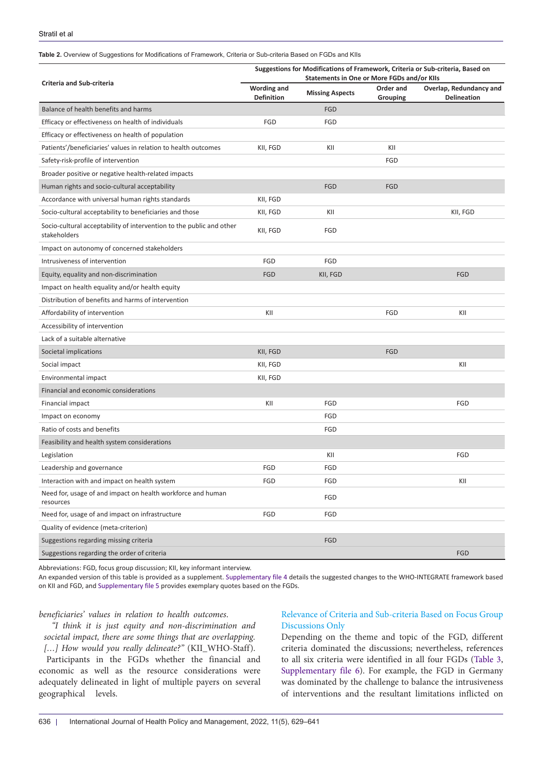**Table 2.** Overview of Suggestions for Modifications of Framework, Criteria or Sub-criteria Based on FGDs and KIIs

| Criteria and Sub-criteria | Suggestions for Modifications of Framework, Criteria or Sub-criteria, Based on Statements in One or More FGDs and/or KIIs | | | |
|---|---|---|---|---|
| | Wording and Definition | Missing Aspects | Order and Grouping | Overlap, Redundancy and Delineation |
| Balance of health benefits and harms | | FGD | | |
| Efficacy or effectiveness on health of individuals | FGD | FGD | | |
| Efficacy or effectiveness on health of population | | | | |
| Patients'/beneficiaries' values in relation to health outcomes | KII, FGD | KII | KII | |
| Safety-risk-profile of intervention | | | FGD | |
| Broader positive or negative health-related impacts | | | | |
| Human rights and socio-cultural acceptability | | FGD | FGD | |
| Accordance with universal human rights standards | KII, FGD | | | |
| Socio-cultural acceptability to beneficiaries and those | KII, FGD | KII | | KII, FGD |
| Socio-cultural acceptability of intervention to the public and other stakeholders | KII, FGD | FGD | | |
| Impact on autonomy of concerned stakeholders | | | | |
| Intrusiveness of intervention | FGD | FGD | | |
| Equity, equality and non-discrimination | FGD | KII, FGD | | FGD |
| Impact on health equality and/or health equity | | | | |
| Distribution of benefits and harms of intervention | | | | |
| Affordability of intervention | KII | | FGD | KII |
| Accessibility of intervention | | | | |
| Lack of a suitable alternative | | | | |
| Societal implications | KII, FGD | | FGD | |
| Social impact | KII, FGD | | | KII |
| Environmental impact | KII, FGD | | | |
| Financial and economic considerations | | | | |
| Financial impact | KII | FGD | | FGD |
| Impact on economy | | FGD | | |
| Ratio of costs and benefits | | FGD | | |
| Feasibility and health system considerations | | | | |
| Legislation | | KII | | FGD |
| Leadership and governance | FGD | FGD | | |
| Interaction with and impact on health system | FGD | FGD | | KII |
| Need for, usage of and impact on health workforce and human resources | | FGD | | |
| Need for, usage of and impact on infrastructure | FGD | FGD | | |
| Quality of evidence (meta-criterion) | | | | |
| Suggestions regarding missing criteria | | FGD | | |
| Suggestions regarding the order of criteria | | | | FGD |

Abbreviations: FGD, focus group discussion; KII, key informant interview.
An expanded version of this table is provided as a supplement. Supplementary file 4 details the suggested changes to the WHO-INTEGRATE framework based on KII and FGD, and Supplementary file 5 provides exemplary quotes based on the FGDs.

*beneficiaries' values in relation to health outcomes.*

> *"I think it is just equity and non-discrimination and societal impact, there are some things that are overlapping. […] How would you really delineate?"* (KII_WHO-Staff).

Participants in the FGDs whether the financial and economic as well as the resource considerations were adequately delineated in light of multiple payers on several geographical levels.

### Relevance of Criteria and Sub-criteria Based on Focus Group Discussions Only

Depending on the theme and topic of the FGD, different criteria dominated the discussions; nevertheless, references to all six criteria were identified in all four FGDs (Table 3, Supplementary file 6). For example, the FGD in Germany was dominated by the challenge to balance the intrusiveness of interventions and the resultant limitations inflicted on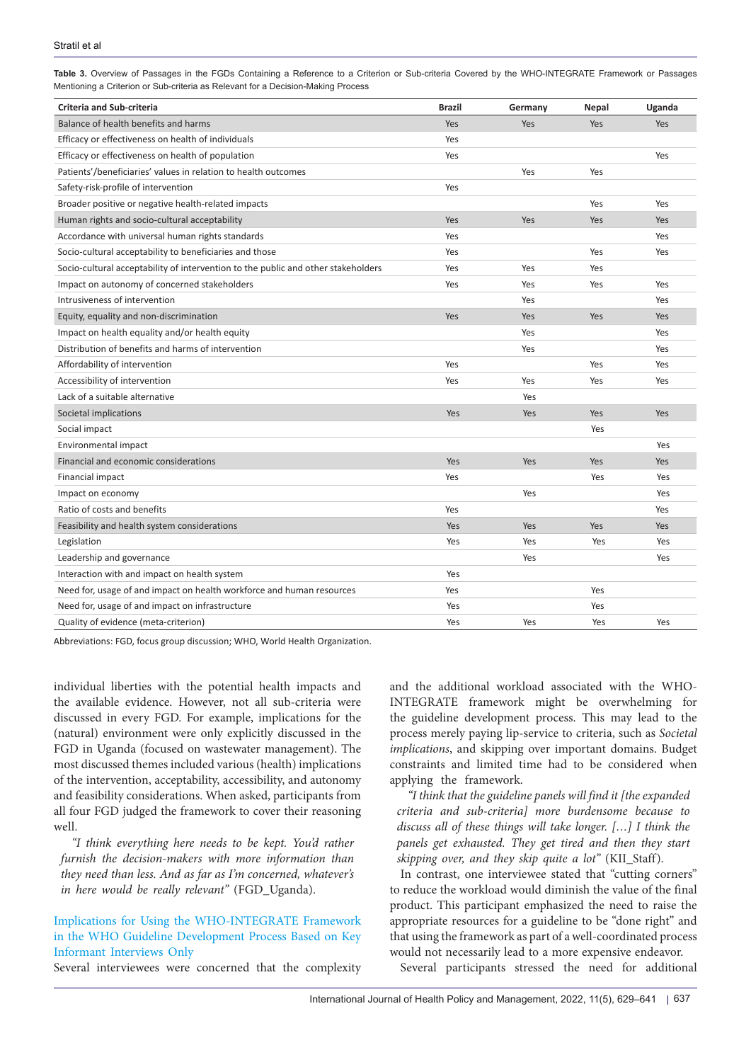**Table 3.** Overview of Passages in the FGDs Containing a Reference to a Criterion or Sub-criteria Covered by the WHO-INTEGRATE Framework or Passages Mentioning a Criterion or Sub-criteria as Relevant for a Decision-Making Process

| Criteria and Sub-criteria | Brazil | Germany | Nepal | Uganda |
| --- | --- | --- | --- | --- |
| Balance of health benefits and harms | Yes | Yes | Yes | Yes |
| Efficacy or effectiveness on health of individuals | Yes | | | |
| Efficacy or effectiveness on health of population | Yes | | | Yes |
| Patients'/beneficiaries' values in relation to health outcomes | | Yes | Yes | |
| Safety-risk-profile of intervention | Yes | | | |
| Broader positive or negative health-related impacts | | | Yes | Yes |
| Human rights and socio-cultural acceptability | Yes | Yes | Yes | Yes |
| Accordance with universal human rights standards | Yes | | | Yes |
| Socio-cultural acceptability to beneficiaries and those | Yes | | Yes | Yes |
| Socio-cultural acceptability of intervention to the public and other stakeholders | Yes | Yes | Yes | |
| Impact on autonomy of concerned stakeholders | Yes | Yes | Yes | Yes |
| Intrusiveness of intervention | | Yes | | Yes |
| Equity, equality and non-discrimination | Yes | Yes | Yes | Yes |
| Impact on health equality and/or health equity | | Yes | | Yes |
| Distribution of benefits and harms of intervention | | Yes | | Yes |
| Affordability of intervention | Yes | | Yes | Yes |
| Accessibility of intervention | Yes | Yes | Yes | Yes |
| Lack of a suitable alternative | | Yes | | |
| Societal implications | Yes | Yes | Yes | Yes |
| Social impact | | | Yes | |
| Environmental impact | | | | Yes |
| Financial and economic considerations | Yes | Yes | Yes | Yes |
| Financial impact | Yes | | Yes | Yes |
| Impact on economy | | Yes | | Yes |
| Ratio of costs and benefits | Yes | | | Yes |
| Feasibility and health system considerations | Yes | Yes | Yes | Yes |
| Legislation | Yes | Yes | Yes | Yes |
| Leadership and governance | | Yes | | Yes |
| Interaction with and impact on health system | Yes | | | |
| Need for, usage of and impact on health workforce and human resources | Yes | | Yes | |
| Need for, usage of and impact on infrastructure | Yes | | Yes | |
| Quality of evidence (meta-criterion) | Yes | Yes | Yes | Yes |

Abbreviations: FGD, focus group discussion; WHO, World Health Organization.

individual liberties with the potential health impacts and the available evidence. However, not all sub-criteria were discussed in every FGD. For example, implications for the (natural) environment were only explicitly discussed in the FGD in Uganda (focused on wastewater management). The most discussed themes included various (health) implications of the intervention, acceptability, accessibility, and autonomy and feasibility considerations. When asked, participants from all four FGD judged the framework to cover their reasoning well.

*"I think everything here needs to be kept. You'd rather furnish the decision-makers with more information than they need than less. And as far as I'm concerned, whatever's in here would be really relevant"* (FGD_Uganda).

### Implications for Using the WHO-INTEGRATE Framework in the WHO Guideline Development Process Based on Key Informant Interviews Only

Several interviewees were concerned that the complexity and the additional workload associated with the WHO-INTEGRATE framework might be overwhelming for the guideline development process. This may lead to the process merely paying lip-service to criteria, such as *Societal implications*, and skipping over important domains. Budget constraints and limited time had to be considered when applying the framework.

*"I think that the guideline panels will find it [the expanded criteria and sub-criteria] more burdensome because to discuss all of these things will take longer. […] I think the panels get exhausted. They get tired and then they start skipping over, and they skip quite a lot"* (KII_Staff).

In contrast, one interviewee stated that "cutting corners" to reduce the workload would diminish the value of the final product. This participant emphasized the need to raise the appropriate resources for a guideline to be "done right" and that using the framework as part of a well-coordinated process would not necessarily lead to a more expensive endeavor.

Several participants stressed the need for additional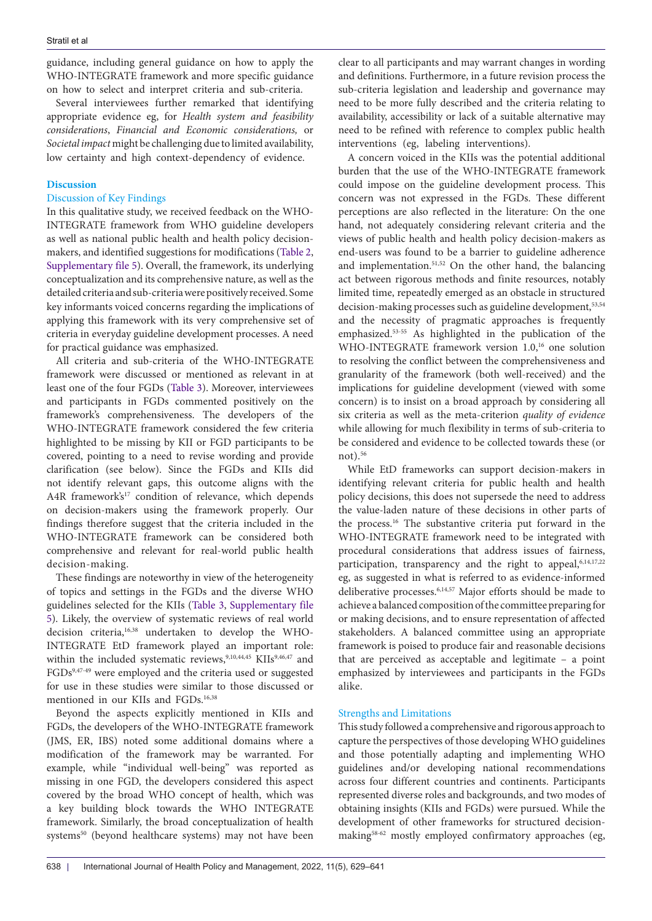guidance, including general guidance on how to apply the WHO-INTEGRATE framework and more specific guidance on how to select and interpret criteria and sub-criteria.

Several interviewees further remarked that identifying appropriate evidence eg, for *Health system and feasibility considerations*, *Financial and Economic considerations,* or *Societal impact* might be challenging due to limited availability, low certainty and high context-dependency of evidence.

## Discussion

### Discussion of Key Findings

In this qualitative study, we received feedback on the WHO-INTEGRATE framework from WHO guideline developers as well as national public health and health policy decision-makers, and identified suggestions for modifications (Table 2, Supplementary file 5). Overall, the framework, its underlying conceptualization and its comprehensive nature, as well as the detailed criteria and sub-criteria were positively received. Some key informants voiced concerns regarding the implications of applying this framework with its very comprehensive set of criteria in everyday guideline development processes. A need for practical guidance was emphasized.

All criteria and sub-criteria of the WHO-INTEGRATE framework were discussed or mentioned as relevant in at least one of the four FGDs (Table 3). Moreover, interviewees and participants in FGDs commented positively on the framework's comprehensiveness. The developers of the WHO-INTEGRATE framework considered the few criteria highlighted to be missing by KII or FGD participants to be covered, pointing to a need to revise wording and provide clarification (see below). Since the FGDs and KIIs did not identify relevant gaps, this outcome aligns with the A4R framework's[17] condition of relevance, which depends on decision-makers using the framework properly. Our findings therefore suggest that the criteria included in the WHO-INTEGRATE framework can be considered both comprehensive and relevant for real-world public health decision-making.

These findings are noteworthy in view of the heterogeneity of topics and settings in the FGDs and the diverse WHO guidelines selected for the KIIs (Table 3, Supplementary file 5). Likely, the overview of systematic reviews of real world decision criteria,[16,38] undertaken to develop the WHO-INTEGRATE EtD framework played an important role: within the included systematic reviews,[9,10,44,45] KIIs[9,46,47] and FGDs[9,47-49] were employed and the criteria used or suggested for use in these studies were similar to those discussed or mentioned in our KIIs and FGDs.[16,38]

Beyond the aspects explicitly mentioned in KIIs and FGDs, the developers of the WHO-INTEGRATE framework (JMS, ER, IBS) noted some additional domains where a modification of the framework may be warranted. For example, while "individual well-being" was reported as missing in one FGD, the developers considered this aspect covered by the broad WHO concept of health, which was a key building block towards the WHO INTEGRATE framework. Similarly, the broad conceptualization of health systems[50] (beyond healthcare systems) may not have been clear to all participants and may warrant changes in wording and definitions. Furthermore, in a future revision process the sub-criteria legislation and leadership and governance may need to be more fully described and the criteria relating to availability, accessibility or lack of a suitable alternative may need to be refined with reference to complex public health interventions (eg, labeling interventions).

A concern voiced in the KIIs was the potential additional burden that the use of the WHO-INTEGRATE framework could impose on the guideline development process. This concern was not expressed in the FGDs. These different perceptions are also reflected in the literature: On the one hand, not adequately considering relevant criteria and the views of public health and health policy decision-makers as end-users was found to be a barrier to guideline adherence and implementation.[51,52] On the other hand, the balancing act between rigorous methods and finite resources, notably limited time, repeatedly emerged as an obstacle in structured decision-making processes such as guideline development,[53,54] and the necessity of pragmatic approaches is frequently emphasized.[53-55] As highlighted in the publication of the WHO-INTEGRATE framework version 1.0,[16] one solution to resolving the conflict between the comprehensiveness and granularity of the framework (both well-received) and the implications for guideline development (viewed with some concern) is to insist on a broad approach by considering all six criteria as well as the meta-criterion *quality of evidence* while allowing for much flexibility in terms of sub-criteria to be considered and evidence to be collected towards these (or not).[56]

While EtD frameworks can support decision-makers in identifying relevant criteria for public health and health policy decisions, this does not supersede the need to address the value-laden nature of these decisions in other parts of the process.[16] The substantive criteria put forward in the WHO-INTEGRATE framework need to be integrated with procedural considerations that address issues of fairness, participation, transparency and the right to appeal,[6,14,17,22] eg, as suggested in what is referred to as evidence-informed deliberative processes.[6,14,57] Major efforts should be made to achieve a balanced composition of the committee preparing for or making decisions, and to ensure representation of affected stakeholders. A balanced committee using an appropriate framework is poised to produce fair and reasonable decisions that are perceived as acceptable and legitimate – a point emphasized by interviewees and participants in the FGDs alike.

### Strengths and Limitations

This study followed a comprehensive and rigorous approach to capture the perspectives of those developing WHO guidelines and those potentially adapting and implementing WHO guidelines and/or developing national recommendations across four different countries and continents. Participants represented diverse roles and backgrounds, and two modes of obtaining insights (KIIs and FGDs) were pursued. While the development of other frameworks for structured decision-making[58-62] mostly employed confirmatory approaches (eg,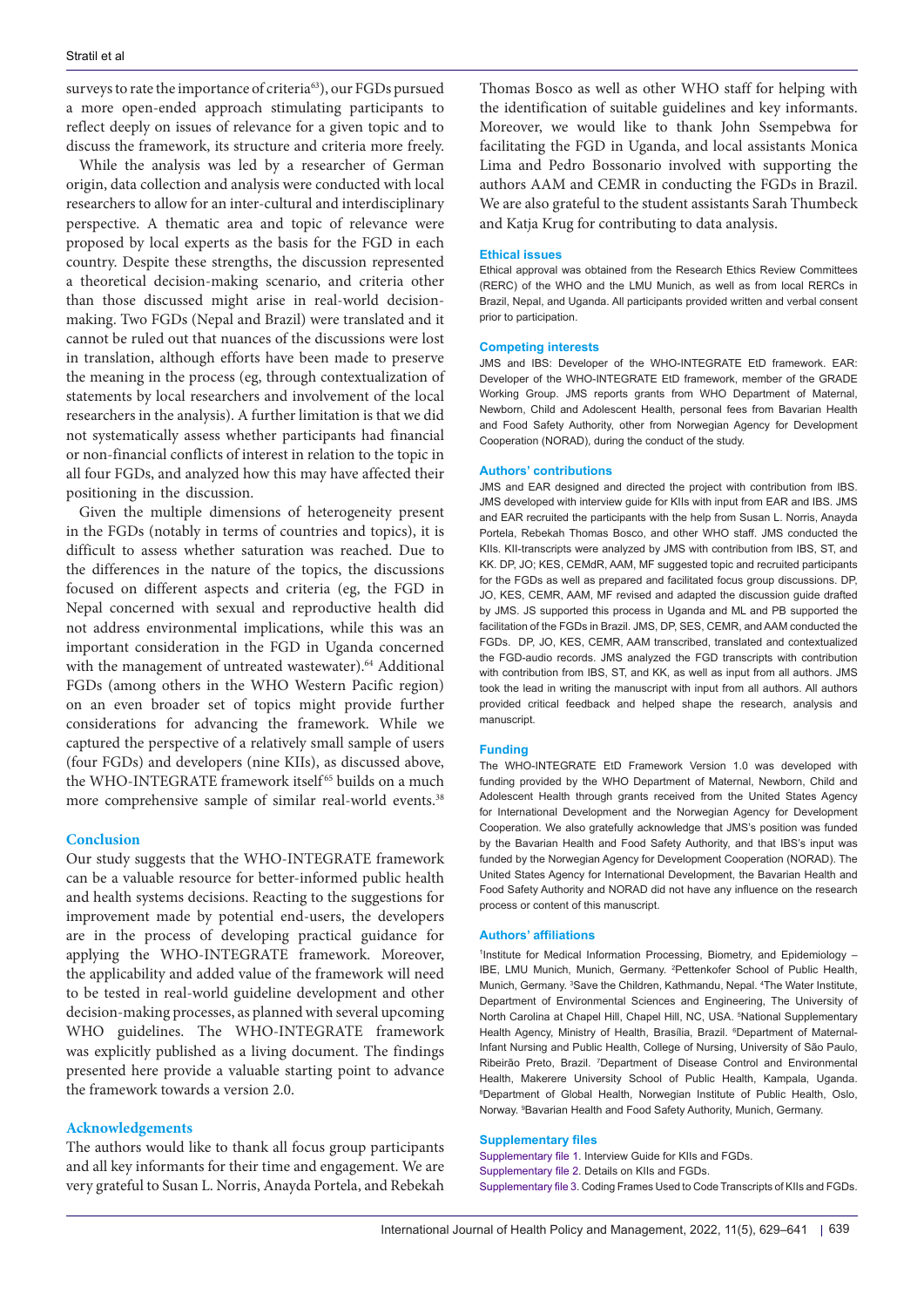surveys to rate the importance of criteria[63]), our FGDs pursued a more open-ended approach stimulating participants to reflect deeply on issues of relevance for a given topic and to discuss the framework, its structure and criteria more freely.

While the analysis was led by a researcher of German origin, data collection and analysis were conducted with local researchers to allow for an inter-cultural and interdisciplinary perspective. A thematic area and topic of relevance were proposed by local experts as the basis for the FGD in each country. Despite these strengths, the discussion represented a theoretical decision-making scenario, and criteria other than those discussed might arise in real-world decision-making. Two FGDs (Nepal and Brazil) were translated and it cannot be ruled out that nuances of the discussions were lost in translation, although efforts have been made to preserve the meaning in the process (eg, through contextualization of statements by local researchers and involvement of the local researchers in the analysis). A further limitation is that we did not systematically assess whether participants had financial or non-financial conflicts of interest in relation to the topic in all four FGDs, and analyzed how this may have affected their positioning in the discussion.

Given the multiple dimensions of heterogeneity present in the FGDs (notably in terms of countries and topics), it is difficult to assess whether saturation was reached. Due to the differences in the nature of the topics, the discussions focused on different aspects and criteria (eg, the FGD in Nepal concerned with sexual and reproductive health did not address environmental implications, while this was an important consideration in the FGD in Uganda concerned with the management of untreated wastewater).[64] Additional FGDs (among others in the WHO Western Pacific region) on an even broader set of topics might provide further considerations for advancing the framework. While we captured the perspective of a relatively small sample of users (four FGDs) and developers (nine KIIs), as discussed above, the WHO-INTEGRATE framework itself[65] builds on a much more comprehensive sample of similar real-world events.[38]

## Conclusion

Our study suggests that the WHO-INTEGRATE framework can be a valuable resource for better-informed public health and health systems decisions. Reacting to the suggestions for improvement made by potential end-users, the developers are in the process of developing practical guidance for applying the WHO-INTEGRATE framework. Moreover, the applicability and added value of the framework will need to be tested in real-world guideline development and other decision-making processes, as planned with several upcoming WHO guidelines. The WHO-INTEGRATE framework was explicitly published as a living document. The findings presented here provide a valuable starting point to advance the framework towards a version 2.0.

## Acknowledgements

The authors would like to thank all focus group participants and all key informants for their time and engagement. We are very grateful to Susan L. Norris, Anayda Portela, and Rebekah Thomas Bosco as well as other WHO staff for helping with the identification of suitable guidelines and key informants. Moreover, we would like to thank John Ssempebwa for facilitating the FGD in Uganda, and local assistants Monica Lima and Pedro Bossonario involved with supporting the authors AAM and CEMR in conducting the FGDs in Brazil. We are also grateful to the student assistants Sarah Thumbeck and Katja Krug for contributing to data analysis.

### Ethical issues

Ethical approval was obtained from the Research Ethics Review Committees (RERC) of the WHO and the LMU Munich, as well as from local RERCs in Brazil, Nepal, and Uganda. All participants provided written and verbal consent prior to participation.

### Competing interests

JMS and IBS: Developer of the WHO-INTEGRATE EtD framework. EAR: Developer of the WHO-INTEGRATE EtD framework, member of the GRADE Working Group. JMS reports grants from WHO Department of Maternal, Newborn, Child and Adolescent Health, personal fees from Bavarian Health and Food Safety Authority, other from Norwegian Agency for Development Cooperation (NORAD), during the conduct of the study.

### Authors' contributions

JMS and EAR designed and directed the project with contribution from IBS. JMS developed with interview guide for KIIs with input from EAR and IBS. JMS and EAR recruited the participants with the help from Susan L. Norris, Anayda Portela, Rebekah Thomas Bosco, and other WHO staff. JMS conducted the KIIs. KII-transcripts were analyzed by JMS with contribution from IBS, ST, and KK. DP, JO; KES, CEMdR, AAM, MF suggested topic and recruited participants for the FGDs as well as prepared and facilitated focus group discussions. DP, JO, KES, CEMR, AAM, MF revised and adapted the discussion guide drafted by JMS. JS supported this process in Uganda and ML and PB supported the facilitation of the FGDs in Brazil. JMS, DP, SES, CEMR, and AAM conducted the FGDs. DP, JO, KES, CEMR, AAM transcribed, translated and contextualized the FGD-audio records. JMS analyzed the FGD transcripts with contribution with contribution from IBS, ST, and KK, as well as input from all authors. JMS took the lead in writing the manuscript with input from all authors. All authors provided critical feedback and helped shape the research, analysis and manuscript.

### Funding

The WHO-INTEGRATE EtD Framework Version 1.0 was developed with funding provided by the WHO Department of Maternal, Newborn, Child and Adolescent Health through grants received from the United States Agency for International Development and the Norwegian Agency for Development Cooperation. We also gratefully acknowledge that JMS's position was funded by the Bavarian Health and Food Safety Authority, and that IBS's input was funded by the Norwegian Agency for Development Cooperation (NORAD). The United States Agency for International Development, the Bavarian Health and Food Safety Authority and NORAD did not have any influence on the research process or content of this manuscript.

### Authors' affiliations

[1]Institute for Medical Information Processing, Biometry, and Epidemiology – IBE, LMU Munich, Munich, Germany. [2]Pettenkofer School of Public Health, Munich, Germany. [3]Save the Children, Kathmandu, Nepal. [4]The Water Institute, Department of Environmental Sciences and Engineering, The University of North Carolina at Chapel Hill, Chapel Hill, NC, USA. [5]National Supplementary Health Agency, Ministry of Health, Brasília, Brazil. [6]Department of Maternal-Infant Nursing and Public Health, College of Nursing, University of São Paulo, Ribeirão Preto, Brazil. [7]Department of Disease Control and Environmental Health, Makerere University School of Public Health, Kampala, Uganda. [8]Department of Global Health, Norwegian Institute of Public Health, Oslo, Norway. [9]Bavarian Health and Food Safety Authority, Munich, Germany.

### Supplementary files

Supplementary file 1. Interview Guide for KIIs and FGDs.
Supplementary file 2. Details on KIIs and FGDs.
Supplementary file 3. Coding Frames Used to Code Transcripts of KIIs and FGDs.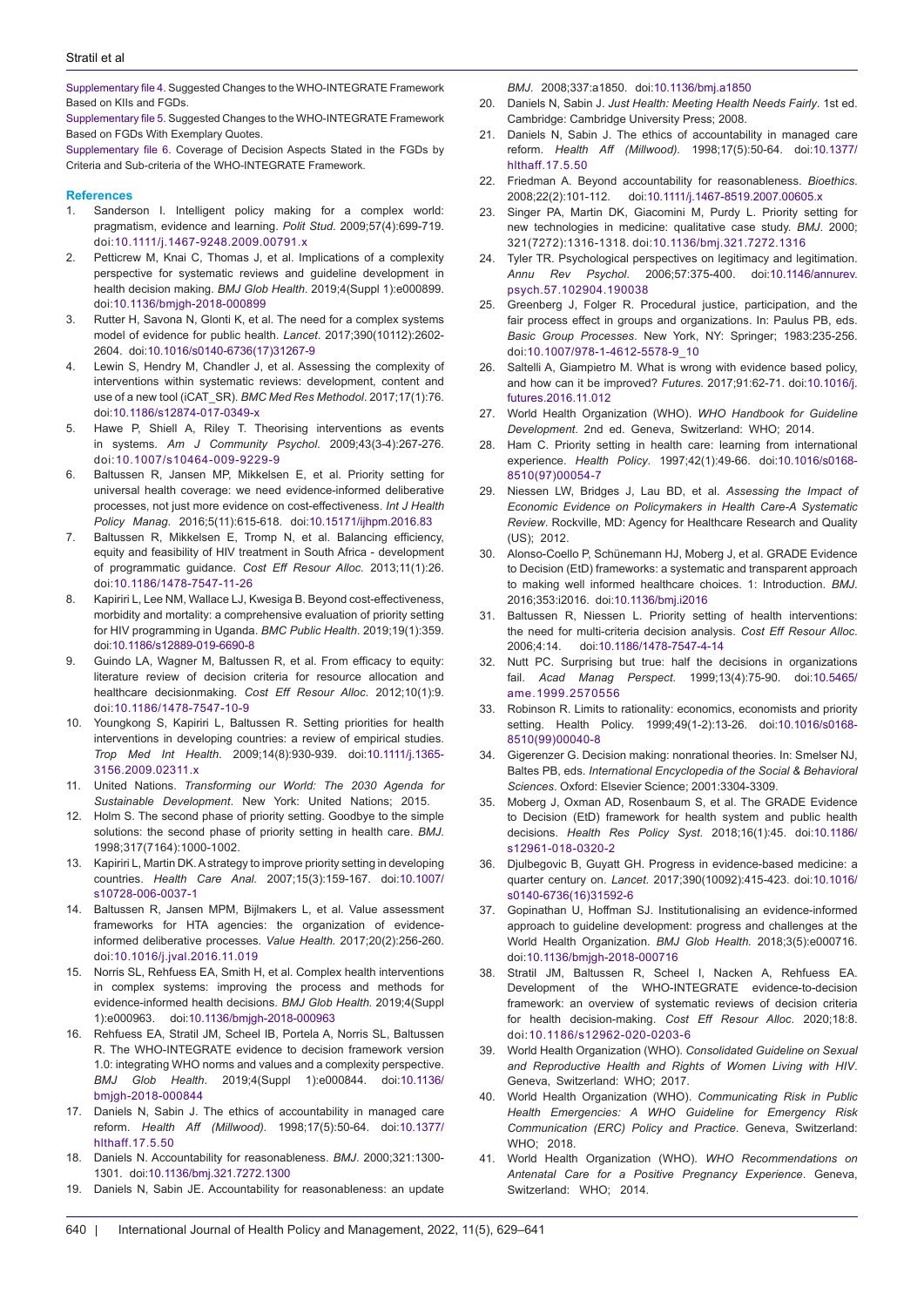Supplementary file 4. Suggested Changes to the WHO-INTEGRATE Framework Based on KIIs and FGDs.

Supplementary file 5. Suggested Changes to the WHO-INTEGRATE Framework Based on FGDs With Exemplary Quotes.

Supplementary file 6. Coverage of Decision Aspects Stated in the FGDs by Criteria and Sub-criteria of the WHO-INTEGRATE Framework.

## References

1. Sanderson I. Intelligent policy making for a complex world: pragmatism, evidence and learning. *Polit Stud*. 2009;57(4):699-719. doi:10.1111/j.1467-9248.2009.00791.x
2. Petticrew M, Knai C, Thomas J, et al. Implications of a complexity perspective for systematic reviews and guideline development in health decision making. *BMJ Glob Health*. 2019;4(Suppl 1):e000899. doi:10.1136/bmjgh-2018-000899
3. Rutter H, Savona N, Glonti K, et al. The need for a complex systems model of evidence for public health. *Lancet*. 2017;390(10112):2602-2604. doi:10.1016/s0140-6736(17)31267-9
4. Lewin S, Hendry M, Chandler J, et al. Assessing the complexity of interventions within systematic reviews: development, content and use of a new tool (iCAT_SR). *BMC Med Res Methodol*. 2017;17(1):76. doi:10.1186/s12874-017-0349-x
5. Hawe P, Shiell A, Riley T. Theorising interventions as events in systems. *Am J Community Psychol*. 2009;43(3-4):267-276. doi:10.1007/s10464-009-9229-9
6. Baltussen R, Jansen MP, Mikkelsen E, et al. Priority setting for universal health coverage: we need evidence-informed deliberative processes, not just more evidence on cost-effectiveness. *Int J Health Policy Manag*. 2016;5(11):615-618. doi:10.15171/ijhpm.2016.83
7. Baltussen R, Mikkelsen E, Tromp N, et al. Balancing efficiency, equity and feasibility of HIV treatment in South Africa - development of programmatic guidance. *Cost Eff Resour Alloc*. 2013;11(1):26. doi:10.1186/1478-7547-11-26
8. Kapiriri L, Lee NM, Wallace LJ, Kwesiga B. Beyond cost-effectiveness, morbidity and mortality: a comprehensive evaluation of priority setting for HIV programming in Uganda. *BMC Public Health*. 2019;19(1):359. doi:10.1186/s12889-019-6690-8
9. Guindo LA, Wagner M, Baltussen R, et al. From efficacy to equity: literature review of decision criteria for resource allocation and healthcare decisionmaking. *Cost Eff Resour Alloc*. 2012;10(1):9. doi:10.1186/1478-7547-10-9
10. Youngkong S, Kapiriri L, Baltussen R. Setting priorities for health interventions in developing countries: a review of empirical studies. *Trop Med Int Health*. 2009;14(8):930-939. doi:10.1111/j.1365-3156.2009.02311.x
11. United Nations. *Transforming our World: The 2030 Agenda for Sustainable Development*. New York: United Nations; 2015.
12. Holm S. The second phase of priority setting. Goodbye to the simple solutions: the second phase of priority setting in health care. *BMJ*. 1998;317(7164):1000-1002.
13. Kapiriri L, Martin DK. A strategy to improve priority setting in developing countries. *Health Care Anal*. 2007;15(3):159-167. doi:10.1007/s10728-006-0037-1
14. Baltussen R, Jansen MPM, Bijlmakers L, et al. Value assessment frameworks for HTA agencies: the organization of evidence-informed deliberative processes. *Value Health*. 2017;20(2):256-260. doi:10.1016/j.jval.2016.11.019
15. Norris SL, Rehfuess EA, Smith H, et al. Complex health interventions in complex systems: improving the process and methods for evidence-informed health decisions. *BMJ Glob Health*. 2019;4(Suppl 1):e000963. doi:10.1136/bmjgh-2018-000963
16. Rehfuess EA, Stratil JM, Scheel IB, Portela A, Norris SL, Baltussen R. The WHO-INTEGRATE evidence to decision framework version 1.0: integrating WHO norms and values and a complexity perspective. *BMJ Glob Health*. 2019;4(Suppl 1):e000844. doi:10.1136/bmjgh-2018-000844
17. Daniels N, Sabin J. The ethics of accountability in managed care reform. *Health Aff (Millwood)*. 1998;17(5):50-64. doi:10.1377/hlthaff.17.5.50
18. Daniels N. Accountability for reasonableness. *BMJ*. 2000;321:1300-1301. doi:10.1136/bmj.321.7272.1300
19. Daniels N, Sabin JE. Accountability for reasonableness: an update *BMJ*. 2008;337:a1850. doi:10.1136/bmj.a1850
20. Daniels N, Sabin J. *Just Health: Meeting Health Needs Fairly*. 1st ed. Cambridge: Cambridge University Press; 2008.
21. Daniels N, Sabin J. The ethics of accountability in managed care reform. *Health Aff (Millwood)*. 1998;17(5):50-64. doi:10.1377/hlthaff.17.5.50
22. Friedman A. Beyond accountability for reasonableness. *Bioethics*. 2008;22(2):101-112. doi:10.1111/j.1467-8519.2007.00605.x
23. Singer PA, Martin DK, Giacomini M, Purdy L. Priority setting for new technologies in medicine: qualitative case study. *BMJ*. 2000; 321(7272):1316-1318. doi:10.1136/bmj.321.7272.1316
24. Tyler TR. Psychological perspectives on legitimacy and legitimation. *Annu Rev Psychol*. 2006;57:375-400. doi:10.1146/annurev.psych.57.102904.190038
25. Greenberg J, Folger R. Procedural justice, participation, and the fair process effect in groups and organizations. In: Paulus PB, eds. *Basic Group Processes*. New York, NY: Springer; 1983:235-256. doi:10.1007/978-1-4612-5578-9_10
26. Saltelli A, Giampietro M. What is wrong with evidence based policy, and how can it be improved? *Futures*. 2017;91:62-71. doi:10.1016/j.futures.2016.11.012
27. World Health Organization (WHO). *WHO Handbook for Guideline Development*. 2nd ed. Geneva, Switzerland: WHO; 2014.
28. Ham C. Priority setting in health care: learning from international experience. *Health Policy*. 1997;42(1):49-66. doi:10.1016/s0168-8510(97)00054-7
29. Niessen LW, Bridges J, Lau BD, et al. *Assessing the Impact of Economic Evidence on Policymakers in Health Care-A Systematic Review*. Rockville, MD: Agency for Healthcare Research and Quality (US); 2012.
30. Alonso-Coello P, Schünemann HJ, Moberg J, et al. GRADE Evidence to Decision (EtD) frameworks: a systematic and transparent approach to making well informed healthcare choices. 1: Introduction. *BMJ*. 2016;353:i2016. doi:10.1136/bmj.i2016
31. Baltussen R, Niessen L. Priority setting of health interventions: the need for multi-criteria decision analysis. *Cost Eff Resour Alloc*. 2006;4:14. doi:10.1186/1478-7547-4-14
32. Nutt PC. Surprising but true: half the decisions in organizations fail. *Acad Manag Perspect*. 1999;13(4):75-90. doi:10.5465/ame.1999.2570556
33. Robinson R. Limits to rationality: economics, economists and priority setting. Health Policy. 1999;49(1-2):13-26. doi:10.1016/s0168-8510(99)00040-8
34. Gigerenzer G. Decision making: nonrational theories. In: Smelser NJ, Baltes PB, eds. *International Encyclopedia of the Social & Behavioral Sciences*. Oxford: Elsevier Science; 2001:3304-3309.
35. Moberg J, Oxman AD, Rosenbaum S, et al. The GRADE Evidence to Decision (EtD) framework for health system and public health decisions. *Health Res Policy Syst*. 2018;16(1):45. doi:10.1186/s12961-018-0320-2
36. Djulbegovic B, Guyatt GH. Progress in evidence-based medicine: a quarter century on. *Lancet*. 2017;390(10092):415-423. doi:10.1016/s0140-6736(16)31592-6
37. Gopinathan U, Hoffman SJ. Institutionalising an evidence-informed approach to guideline development: progress and challenges at the World Health Organization. *BMJ Glob Health*. 2018;3(5):e000716. doi:10.1136/bmjgh-2018-000716
38. Stratil JM, Baltussen R, Scheel I, Nacken A, Rehfuess EA. Development of the WHO-INTEGRATE evidence-to-decision framework: an overview of systematic reviews of decision criteria for health decision-making. *Cost Eff Resour Alloc*. 2020;18:8. doi:10.1186/s12962-020-0203-6
39. World Health Organization (WHO). *Consolidated Guideline on Sexual and Reproductive Health and Rights of Women Living with HIV*. Geneva, Switzerland: WHO; 2017.
40. World Health Organization (WHO). *Communicating Risk in Public Health Emergencies: A WHO Guideline for Emergency Risk Communication (ERC) Policy and Practice*. Geneva, Switzerland: WHO; 2018.
41. World Health Organization (WHO). *WHO Recommendations on Antenatal Care for a Positive Pregnancy Experience*. Geneva, Switzerland: WHO; 2014.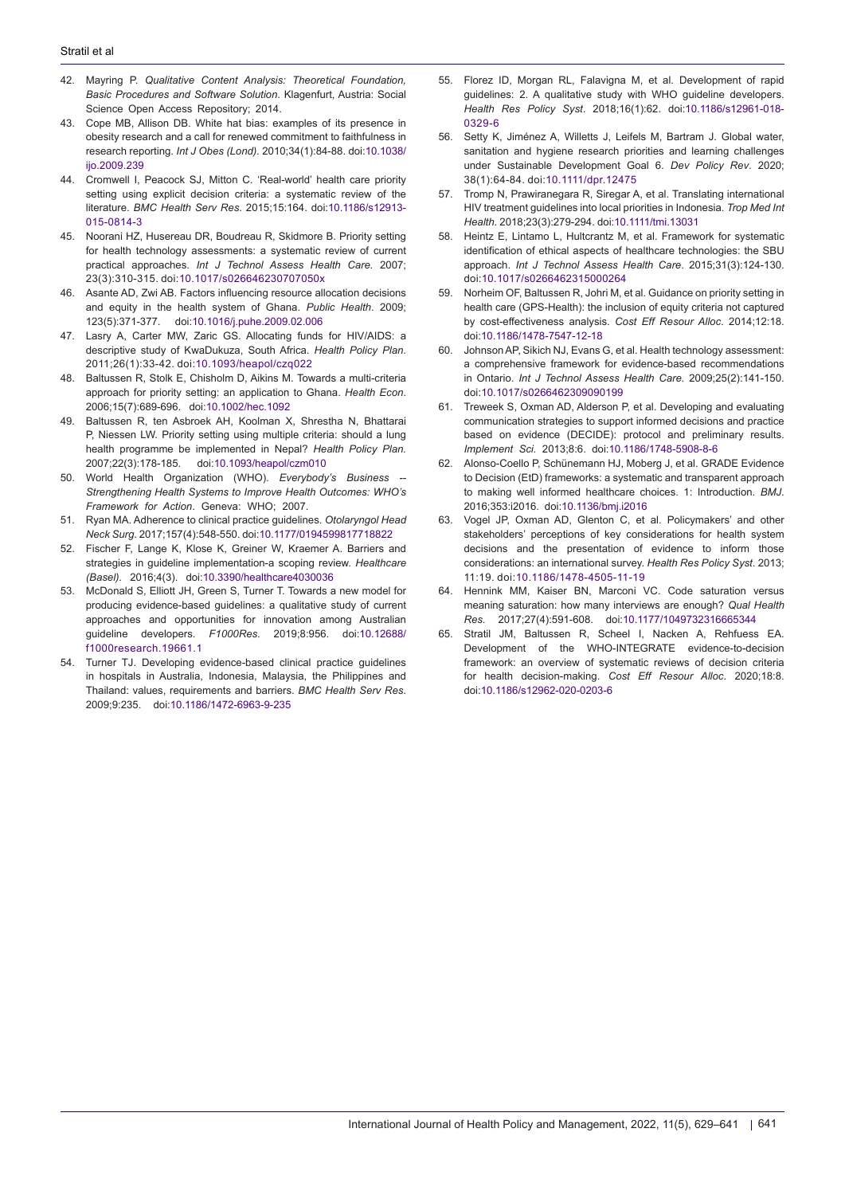42. Mayring P. *Qualitative Content Analysis: Theoretical Foundation, Basic Procedures and Software Solution*. Klagenfurt, Austria: Social Science Open Access Repository; 2014.
43. Cope MB, Allison DB. White hat bias: examples of its presence in obesity research and a call for renewed commitment to faithfulness in research reporting. *Int J Obes (Lond)*. 2010;34(1):84-88. doi:10.1038/ijo.2009.239
44. Cromwell I, Peacock SJ, Mitton C. 'Real-world' health care priority setting using explicit decision criteria: a systematic review of the literature. *BMC Health Serv Res*. 2015;15:164. doi:10.1186/s12913-015-0814-3
45. Noorani HZ, Husereau DR, Boudreau R, Skidmore B. Priority setting for health technology assessments: a systematic review of current practical approaches. *Int J Technol Assess Health Care*. 2007; 23(3):310-315. doi:10.1017/s026646230707050x
46. Asante AD, Zwi AB. Factors influencing resource allocation decisions and equity in the health system of Ghana. *Public Health*. 2009; 123(5):371-377. doi:10.1016/j.puhe.2009.02.006
47. Lasry A, Carter MW, Zaric GS. Allocating funds for HIV/AIDS: a descriptive study of KwaDukuza, South Africa. *Health Policy Plan*. 2011;26(1):33-42. doi:10.1093/heapol/czq022
48. Baltussen R, Stolk E, Chisholm D, Aikins M. Towards a multi-criteria approach for priority setting: an application to Ghana. *Health Econ*. 2006;15(7):689-696. doi:10.1002/hec.1092
49. Baltussen R, ten Asbroek AH, Koolman X, Shrestha N, Bhattarai P, Niessen LW. Priority setting using multiple criteria: should a lung health programme be implemented in Nepal? *Health Policy Plan*. 2007;22(3):178-185. doi:10.1093/heapol/czm010
50. World Health Organization (WHO). *Everybody's Business -- Strengthening Health Systems to Improve Health Outcomes: WHO's Framework for Action*. Geneva: WHO; 2007.
51. Ryan MA. Adherence to clinical practice guidelines. *Otolaryngol Head Neck Surg*. 2017;157(4):548-550. doi:10.1177/0194599817718822
52. Fischer F, Lange K, Klose K, Greiner W, Kraemer A. Barriers and strategies in guideline implementation-a scoping review. *Healthcare (Basel)*. 2016;4(3). doi:10.3390/healthcare4030036
53. McDonald S, Elliott JH, Green S, Turner T. Towards a new model for producing evidence-based guidelines: a qualitative study of current approaches and opportunities for innovation among Australian guideline developers. *F1000Res*. 2019;8:956. doi:10.12688/f1000research.19661.1
54. Turner TJ. Developing evidence-based clinical practice guidelines in hospitals in Australia, Indonesia, Malaysia, the Philippines and Thailand: values, requirements and barriers. *BMC Health Serv Res*. 2009;9:235. doi:10.1186/1472-6963-9-235
55. Florez ID, Morgan RL, Falavigna M, et al. Development of rapid guidelines: 2. A qualitative study with WHO guideline developers. *Health Res Policy Syst*. 2018;16(1):62. doi:10.1186/s12961-018-0329-6
56. Setty K, Jiménez A, Willetts J, Leifels M, Bartram J. Global water, sanitation and hygiene research priorities and learning challenges under Sustainable Development Goal 6. *Dev Policy Rev*. 2020; 38(1):64-84. doi:10.1111/dpr.12475
57. Tromp N, Prawiranegara R, Siregar A, et al. Translating international HIV treatment guidelines into local priorities in Indonesia. *Trop Med Int Health*. 2018;23(3):279-294. doi:10.1111/tmi.13031
58. Heintz E, Lintamo L, Hultcrantz M, et al. Framework for systematic identification of ethical aspects of healthcare technologies: the SBU approach. *Int J Technol Assess Health Care*. 2015;31(3):124-130. doi:10.1017/s0266462315000264
59. Norheim OF, Baltussen R, Johri M, et al. Guidance on priority setting in health care (GPS-Health): the inclusion of equity criteria not captured by cost-effectiveness analysis. *Cost Eff Resour Alloc*. 2014;12:18. doi:10.1186/1478-7547-12-18
60. Johnson AP, Sikich NJ, Evans G, et al. Health technology assessment: a comprehensive framework for evidence-based recommendations in Ontario. *Int J Technol Assess Health Care*. 2009;25(2):141-150. doi:10.1017/s0266462309090199
61. Treweek S, Oxman AD, Alderson P, et al. Developing and evaluating communication strategies to support informed decisions and practice based on evidence (DECIDE): protocol and preliminary results. *Implement Sci*. 2013;8:6. doi:10.1186/1748-5908-8-6
62. Alonso-Coello P, Schünemann HJ, Moberg J, et al. GRADE Evidence to Decision (EtD) frameworks: a systematic and transparent approach to making well informed healthcare choices. 1: Introduction. *BMJ*. 2016;353:i2016. doi:10.1136/bmj.i2016
63. Vogel JP, Oxman AD, Glenton C, et al. Policymakers' and other stakeholders' perceptions of key considerations for health system decisions and the presentation of evidence to inform those considerations: an international survey. *Health Res Policy Syst*. 2013; 11:19. doi:10.1186/1478-4505-11-19
64. Hennink MM, Kaiser BN, Marconi VC. Code saturation versus meaning saturation: how many interviews are enough? *Qual Health Res*. 2017;27(4):591-608. doi:10.1177/1049732316665344
65. Stratil JM, Baltussen R, Scheel I, Nacken A, Rehfuess EA. Development of the WHO-INTEGRATE evidence-to-decision framework: an overview of systematic reviews of decision criteria for health decision-making. *Cost Eff Resour Alloc*. 2020;18:8. doi:10.1186/s12962-020-0203-6